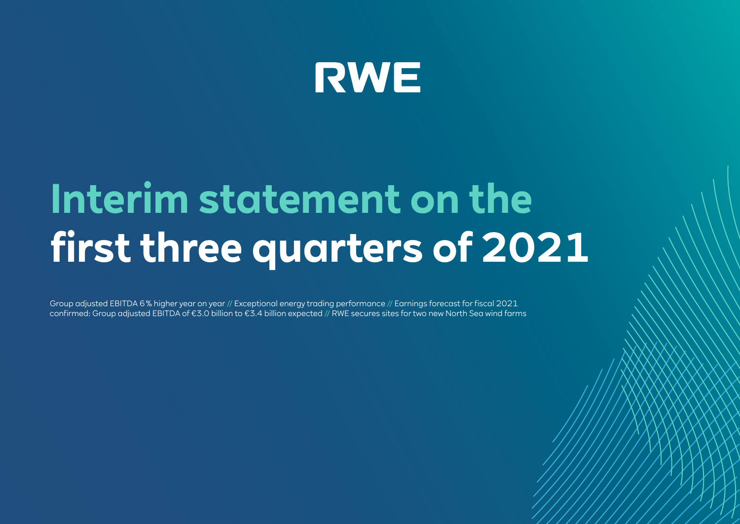RWE

# Interim statement on the first three quarters of 2021

Group adjusted EBITDA 6 % higher year on year // Exceptional energy trading performance // Earnings forecast for fiscal 2021 confirmed: Group adjusted EBITDA of €3.0 billion to €3.4 billion expected // RWE secures sites for two new North Sea wind farms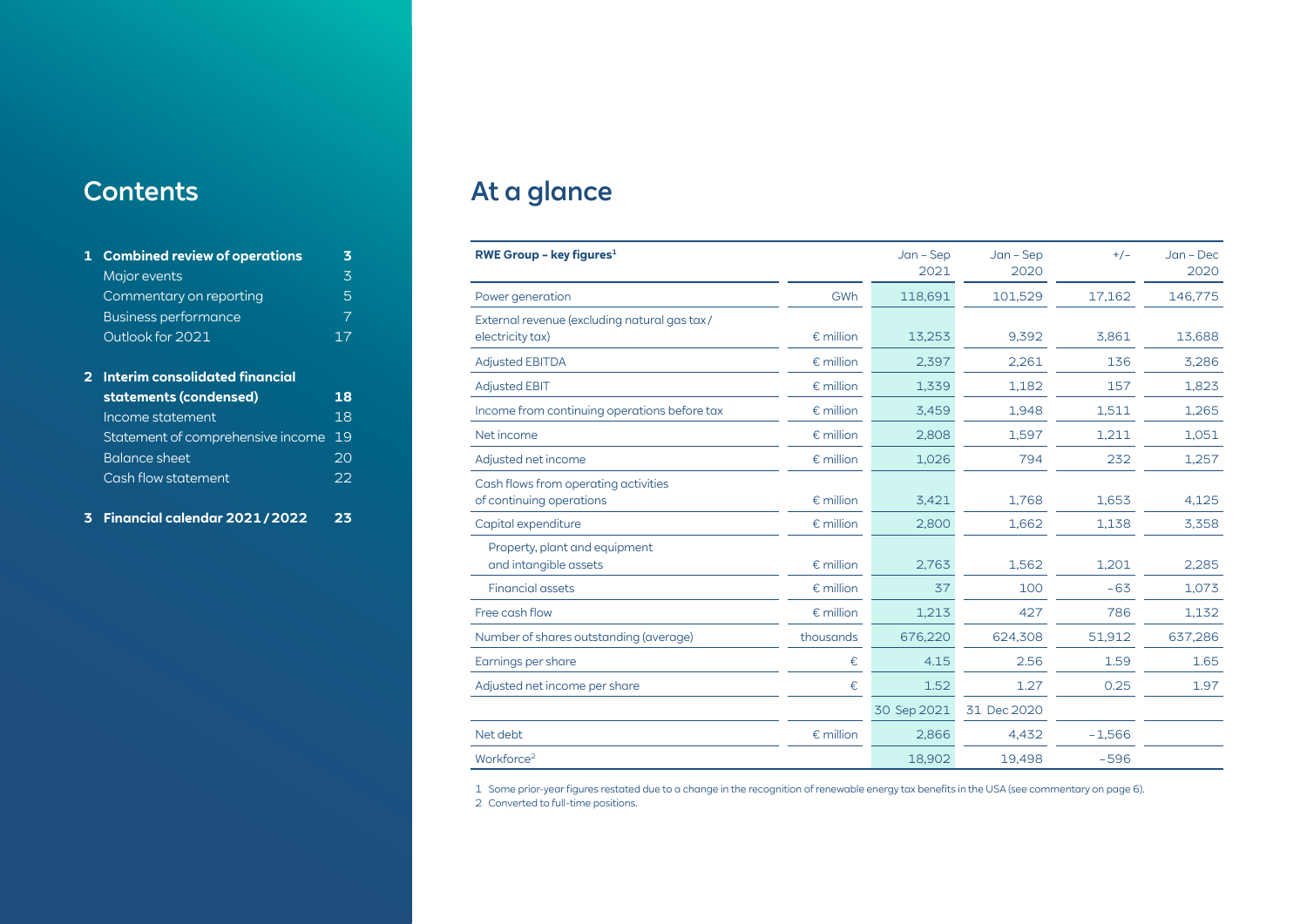# Contents

| | | |
|---|---|---|
| **1** | **Combined review of operations** | **3** |
| | Major events | 3 |
| | Commentary on reporting | 5 |
| | Business performance | 7 |
| | Outlook for 2021 | 17 |
| **2** | **Interim consolidated financial statements (condensed)** | **18** |
| | Income statement | 18 |
| | Statement of comprehensive income | 19 |
| | Balance sheet | 20 |
| | Cash flow statement | 22 |
| **3** | **Financial calendar 2021 / 2022** | **23** |

# At a glance

| **RWE Group – key figures**[1] | | Jan – Sep 2021 | Jan – Sep 2020 | +/– | Jan – Dec 2020 |
|---|---|---|---|---|---|
| Power generation | GWh | 118,691 | 101,529 | 17,162 | 146,775 |
| External revenue (excluding natural gas tax / electricity tax) | € million | 13,253 | 9,392 | 3,861 | 13,688 |
| Adjusted EBITDA | € million | 2,397 | 2,261 | 136 | 3,286 |
| Adjusted EBIT | € million | 1,339 | 1,182 | 157 | 1,823 |
| Income from continuing operations before tax | € million | 3,459 | 1,948 | 1,511 | 1,265 |
| Net income | € million | 2,808 | 1,597 | 1,211 | 1,051 |
| Adjusted net income | € million | 1,026 | 794 | 232 | 1,257 |
| Cash flows from operating activities of continuing operations | € million | 3,421 | 1,768 | 1,653 | 4,125 |
| Capital expenditure | € million | 2,800 | 1,662 | 1,138 | 3,358 |
| Property, plant and equipment and intangible assets | € million | 2,763 | 1,562 | 1,201 | 2,285 |
| Financial assets | € million | 37 | 100 | –63 | 1,073 |
| Free cash flow | € million | 1,213 | 427 | 786 | 1,132 |
| Number of shares outstanding (average) | thousands | 676,220 | 624,308 | 51,912 | 637,286 |
| Earnings per share | € | 4.15 | 2.56 | 1.59 | 1.65 |
| Adjusted net income per share | € | 1.52 | 1.27 | 0.25 | 1.97 |
| | | 30 Sep 2021 | 31 Dec 2020 | | |
| Net debt | € million | 2,866 | 4,432 | –1,566 | |
| Workforce[2] | | 18,902 | 19,498 | –596 | |

1 Some prior-year figures restated due to a change in the recognition of renewable energy tax benefits in the USA (see commentary on page 6).

2 Converted to full-time positions.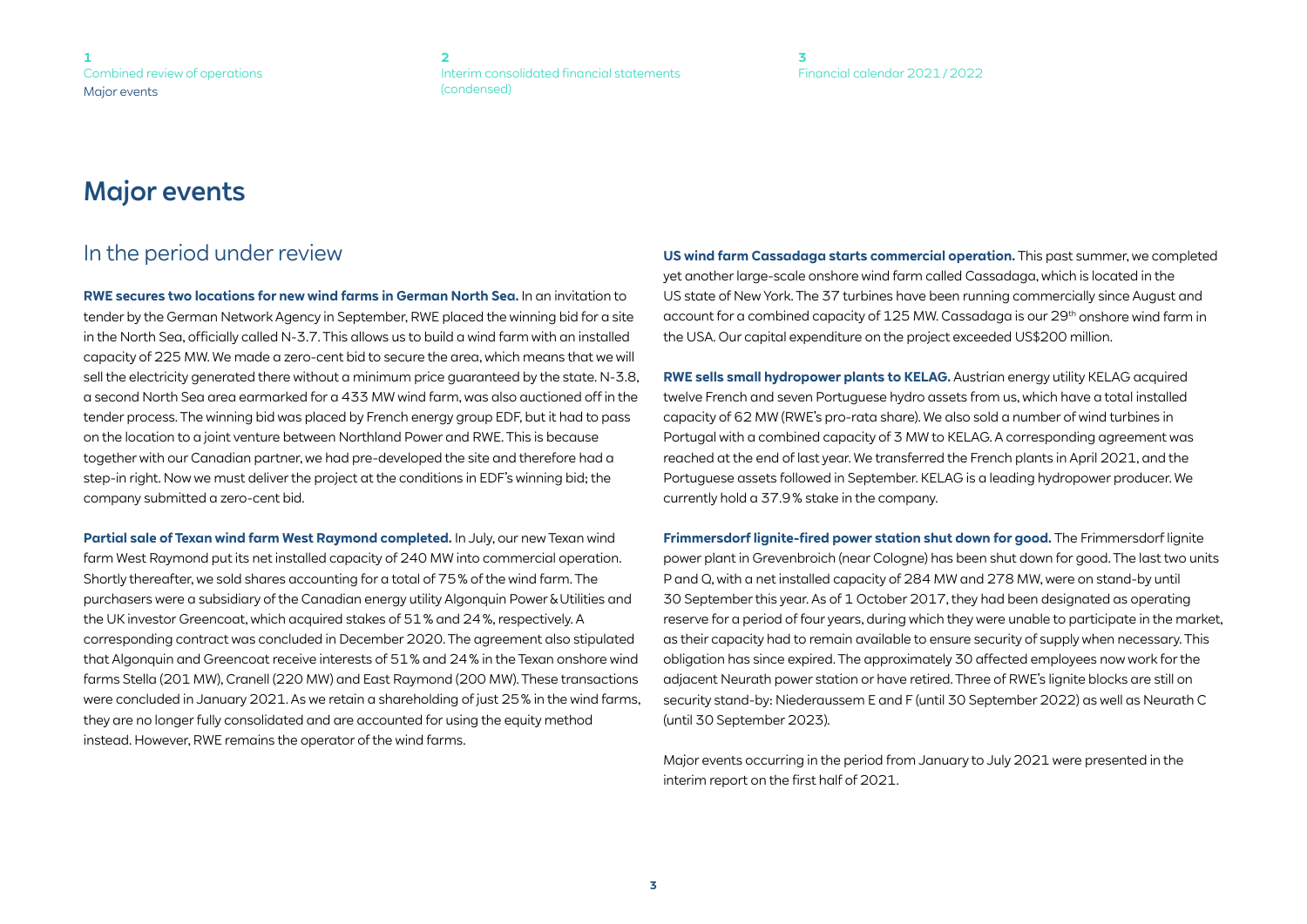# Major events

## In the period under review

**RWE secures two locations for new wind farms in German North Sea.** In an invitation to tender by the German Network Agency in September, RWE placed the winning bid for a site in the North Sea, officially called N-3.7. This allows us to build a wind farm with an installed capacity of 225 MW. We made a zero-cent bid to secure the area, which means that we will sell the electricity generated there without a minimum price guaranteed by the state. N-3.8, a second North Sea area earmarked for a 433 MW wind farm, was also auctioned off in the tender process. The winning bid was placed by French energy group EDF, but it had to pass on the location to a joint venture between Northland Power and RWE. This is because together with our Canadian partner, we had pre-developed the site and therefore had a step-in right. Now we must deliver the project at the conditions in EDF's winning bid; the company submitted a zero-cent bid.

**Partial sale of Texan wind farm West Raymond completed.** In July, our new Texan wind farm West Raymond put its net installed capacity of 240 MW into commercial operation. Shortly thereafter, we sold shares accounting for a total of 75% of the wind farm. The purchasers were a subsidiary of the Canadian energy utility Algonquin Power & Utilities and the UK investor Greencoat, which acquired stakes of 51% and 24%, respectively. A corresponding contract was concluded in December 2020. The agreement also stipulated that Algonquin and Greencoat receive interests of 51% and 24% in the Texan onshore wind farms Stella (201 MW), Cranell (220 MW) and East Raymond (200 MW). These transactions were concluded in January 2021. As we retain a shareholding of just 25% in the wind farms, they are no longer fully consolidated and are accounted for using the equity method instead. However, RWE remains the operator of the wind farms.

**US wind farm Cassadaga starts commercial operation.** This past summer, we completed yet another large-scale onshore wind farm called Cassadaga, which is located in the US state of New York. The 37 turbines have been running commercially since August and account for a combined capacity of 125 MW. Cassadaga is our 29th onshore wind farm in the USA. Our capital expenditure on the project exceeded US$200 million.

**RWE sells small hydropower plants to KELAG.** Austrian energy utility KELAG acquired twelve French and seven Portuguese hydro assets from us, which have a total installed capacity of 62 MW (RWE's pro-rata share). We also sold a number of wind turbines in Portugal with a combined capacity of 3 MW to KELAG. A corresponding agreement was reached at the end of last year. We transferred the French plants in April 2021, and the Portuguese assets followed in September. KELAG is a leading hydropower producer. We currently hold a 37.9% stake in the company.

**Frimmersdorf lignite-fired power station shut down for good.** The Frimmersdorf lignite power plant in Grevenbroich (near Cologne) has been shut down for good. The last two units P and Q, with a net installed capacity of 284 MW and 278 MW, were on stand-by until 30 September this year. As of 1 October 2017, they had been designated as operating reserve for a period of four years, during which they were unable to participate in the market, as their capacity had to remain available to ensure security of supply when necessary. This obligation has since expired. The approximately 30 affected employees now work for the adjacent Neurath power station or have retired. Three of RWE's lignite blocks are still on security stand-by: Niederaussem E and F (until 30 September 2022) as well as Neurath C (until 30 September 2023).

Major events occurring in the period from January to July 2021 were presented in the interim report on the first half of 2021.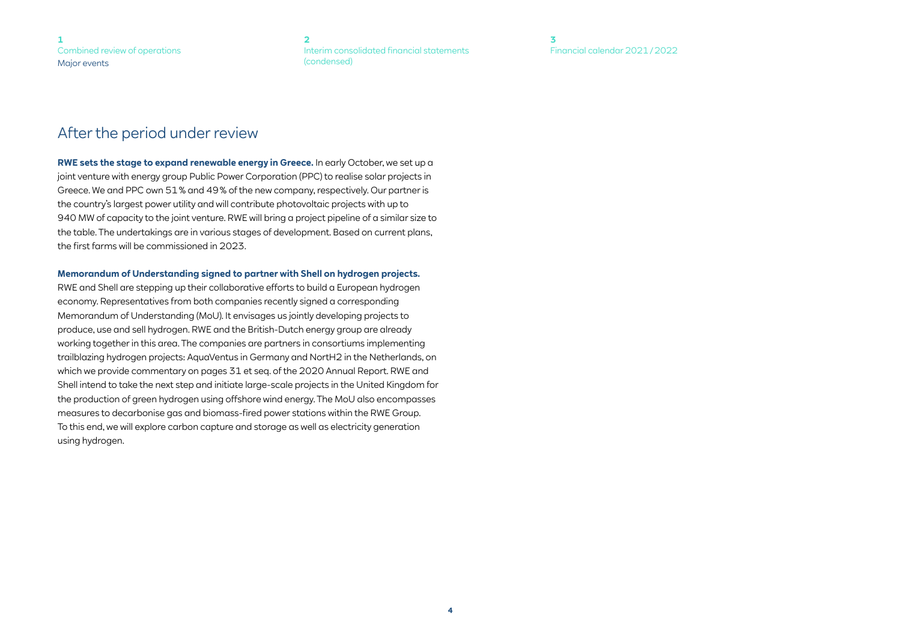## After the period under review

**RWE sets the stage to expand renewable energy in Greece.** In early October, we set up a joint venture with energy group Public Power Corporation (PPC) to realise solar projects in Greece. We and PPC own 51 % and 49 % of the new company, respectively. Our partner is the country's largest power utility and will contribute photovoltaic projects with up to 940 MW of capacity to the joint venture. RWE will bring a project pipeline of a similar size to the table. The undertakings are in various stages of development. Based on current plans, the first farms will be commissioned in 2023.

**Memorandum of Understanding signed to partner with Shell on hydrogen projects.** RWE and Shell are stepping up their collaborative efforts to build a European hydrogen economy. Representatives from both companies recently signed a corresponding Memorandum of Understanding (MoU). It envisages us jointly developing projects to produce, use and sell hydrogen. RWE and the British-Dutch energy group are already working together in this area. The companies are partners in consortiums implementing trailblazing hydrogen projects: AquaVentus in Germany and NortH2 in the Netherlands, on which we provide commentary on pages 31 et seq. of the 2020 Annual Report. RWE and Shell intend to take the next step and initiate large-scale projects in the United Kingdom for the production of green hydrogen using offshore wind energy. The MoU also encompasses measures to decarbonise gas and biomass-fired power stations within the RWE Group. To this end, we will explore carbon capture and storage as well as electricity generation using hydrogen.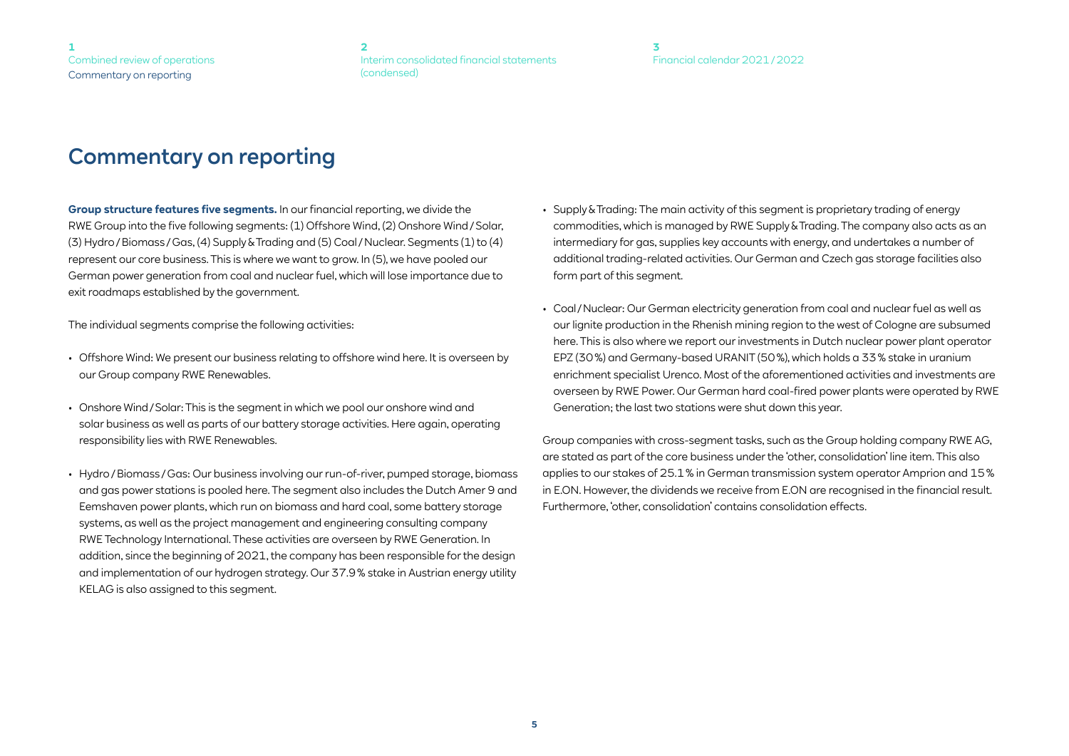# Commentary on reporting

**Group structure features five segments.** In our financial reporting, we divide the RWE Group into the five following segments: (1) Offshore Wind, (2) Onshore Wind / Solar, (3) Hydro / Biomass / Gas, (4) Supply & Trading and (5) Coal / Nuclear. Segments (1) to (4) represent our core business. This is where we want to grow. In (5), we have pooled our German power generation from coal and nuclear fuel, which will lose importance due to exit roadmaps established by the government.

The individual segments comprise the following activities:

- Offshore Wind: We present our business relating to offshore wind here. It is overseen by our Group company RWE Renewables.
- Onshore Wind / Solar: This is the segment in which we pool our onshore wind and solar business as well as parts of our battery storage activities. Here again, operating responsibility lies with RWE Renewables.
- Hydro / Biomass / Gas: Our business involving our run-of-river, pumped storage, biomass and gas power stations is pooled here. The segment also includes the Dutch Amer 9 and Eemshaven power plants, which run on biomass and hard coal, some battery storage systems, as well as the project management and engineering consulting company RWE Technology International. These activities are overseen by RWE Generation. In addition, since the beginning of 2021, the company has been responsible for the design and implementation of our hydrogen strategy. Our 37.9 % stake in Austrian energy utility KELAG is also assigned to this segment.
- Supply & Trading: The main activity of this segment is proprietary trading of energy commodities, which is managed by RWE Supply & Trading. The company also acts as an intermediary for gas, supplies key accounts with energy, and undertakes a number of additional trading-related activities. Our German and Czech gas storage facilities also form part of this segment.
- Coal / Nuclear: Our German electricity generation from coal and nuclear fuel as well as our lignite production in the Rhenish mining region to the west of Cologne are subsumed here. This is also where we report our investments in Dutch nuclear power plant operator EPZ (30 %) and Germany-based URANIT (50 %), which holds a 33 % stake in uranium enrichment specialist Urenco. Most of the aforementioned activities and investments are overseen by RWE Power. Our German hard coal-fired power plants were operated by RWE Generation; the last two stations were shut down this year.

Group companies with cross-segment tasks, such as the Group holding company RWE AG, are stated as part of the core business under the 'other, consolidation' line item. This also applies to our stakes of 25.1 % in German transmission system operator Amprion and 15 % in E.ON. However, the dividends we receive from E.ON are recognised in the financial result. Furthermore, 'other, consolidation' contains consolidation effects.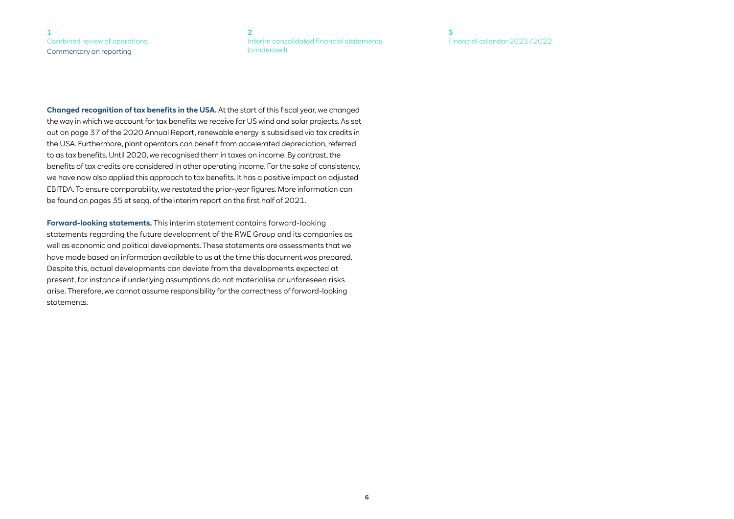**Changed recognition of tax benefits in the USA.** At the start of this fiscal year, we changed the way in which we account for tax benefits we receive for US wind and solar projects. As set out on page 37 of the 2020 Annual Report, renewable energy is subsidised via tax credits in the USA. Furthermore, plant operators can benefit from accelerated depreciation, referred to as tax benefits. Until 2020, we recognised them in taxes on income. By contrast, the benefits of tax credits are considered in other operating income. For the sake of consistency, we have now also applied this approach to tax benefits. It has a positive impact on adjusted EBITDA. To ensure comparability, we restated the prior-year figures. More information can be found on pages 35 et seqq. of the interim report on the first half of 2021.

**Forward-looking statements.** This interim statement contains forward-looking statements regarding the future development of the RWE Group and its companies as well as economic and political developments. These statements are assessments that we have made based on information available to us at the time this document was prepared. Despite this, actual developments can deviate from the developments expected at present, for instance if underlying assumptions do not materialise or unforeseen risks arise. Therefore, we cannot assume responsibility for the correctness of forward-looking statements.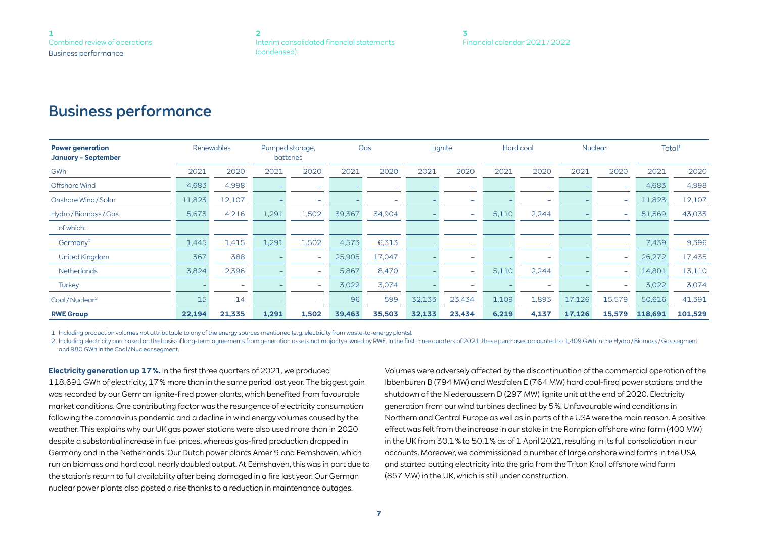# Business performance

| Power generation January – September | Renewables | | Pumped storage, batteries | | Gas | | Lignite | | Hard coal | | Nuclear | | Total[1] | |
|---|---|---|---|---|---|---|---|---|---|---|---|---|---|---|
| GWh | 2021 | 2020 | 2021 | 2020 | 2021 | 2020 | 2021 | 2020 | 2021 | 2020 | 2021 | 2020 | 2021 | 2020 |
| Offshore Wind | 4,683 | 4,998 | – | – | – | – | – | – | – | – | – | – | 4,683 | 4,998 |
| Onshore Wind / Solar | 11,823 | 12,107 | – | – | – | – | – | – | – | – | – | – | 11,823 | 12,107 |
| Hydro / Biomass / Gas | 5,673 | 4,216 | 1,291 | 1,502 | 39,367 | 34,904 | – | – | 5,110 | 2,244 | – | – | 51,569 | 43,033 |
| of which: | | | | | | | | | | | | | | |
| Germany[2] | 1,445 | 1,415 | 1,291 | 1,502 | 4,573 | 6,313 | – | – | – | – | – | – | 7,439 | 9,396 |
| United Kingdom | 367 | 388 | – | – | 25,905 | 17,047 | – | – | – | – | – | – | 26,272 | 17,435 |
| Netherlands | 3,824 | 2,396 | – | – | 5,867 | 8,470 | – | – | 5,110 | 2,244 | – | – | 14,801 | 13,110 |
| Turkey | – | – | – | – | 3,022 | 3,074 | – | – | – | – | – | – | 3,022 | 3,074 |
| Coal / Nuclear[2] | 15 | 14 | – | – | 96 | 599 | 32,133 | 23,434 | 1,109 | 1,893 | 17,126 | 15,579 | 50,616 | 41,391 |
| **RWE Group** | **22,194** | **21,335** | **1,291** | **1,502** | **39,463** | **35,503** | **32,133** | **23,434** | **6,219** | **4,137** | **17,126** | **15,579** | **118,691** | **101,529** |

1 Including production volumes not attributable to any of the energy sources mentioned (e.g. electricity from waste-to-energy plants).

2 Including electricity purchased on the basis of long-term agreements from generation assets not majority-owned by RWE. In the first three quarters of 2021, these purchases amounted to 1,409 GWh in the Hydro / Biomass / Gas segment and 980 GWh in the Coal / Nuclear segment.

**Electricity generation up 17 %.** In the first three quarters of 2021, we produced 118,691 GWh of electricity, 17 % more than in the same period last year. The biggest gain was recorded by our German lignite-fired power plants, which benefited from favourable market conditions. One contributing factor was the resurgence of electricity consumption following the coronavirus pandemic and a decline in wind energy volumes caused by the weather. This explains why our UK gas power stations were also used more than in 2020 despite a substantial increase in fuel prices, whereas gas-fired production dropped in Germany and in the Netherlands. Our Dutch power plants Amer 9 and Eemshaven, which run on biomass and hard coal, nearly doubled output. At Eemshaven, this was in part due to the station's return to full availability after being damaged in a fire last year. Our German nuclear power plants also posted a rise thanks to a reduction in maintenance outages.

Volumes were adversely affected by the discontinuation of the commercial operation of the Ibbenbüren B (794 MW) and Westfalen E (764 MW) hard coal-fired power stations and the shutdown of the Niederaussem D (297 MW) lignite unit at the end of 2020. Electricity generation from our wind turbines declined by 5 %. Unfavourable wind conditions in Northern and Central Europe as well as in parts of the USA were the main reason. A positive effect was felt from the increase in our stake in the Rampion offshore wind farm (400 MW) in the UK from 30.1 % to 50.1 % as of 1 April 2021, resulting in its full consolidation in our accounts. Moreover, we commissioned a number of large onshore wind farms in the USA and started putting electricity into the grid from the Triton Knoll offshore wind farm (857 MW) in the UK, which is still under construction.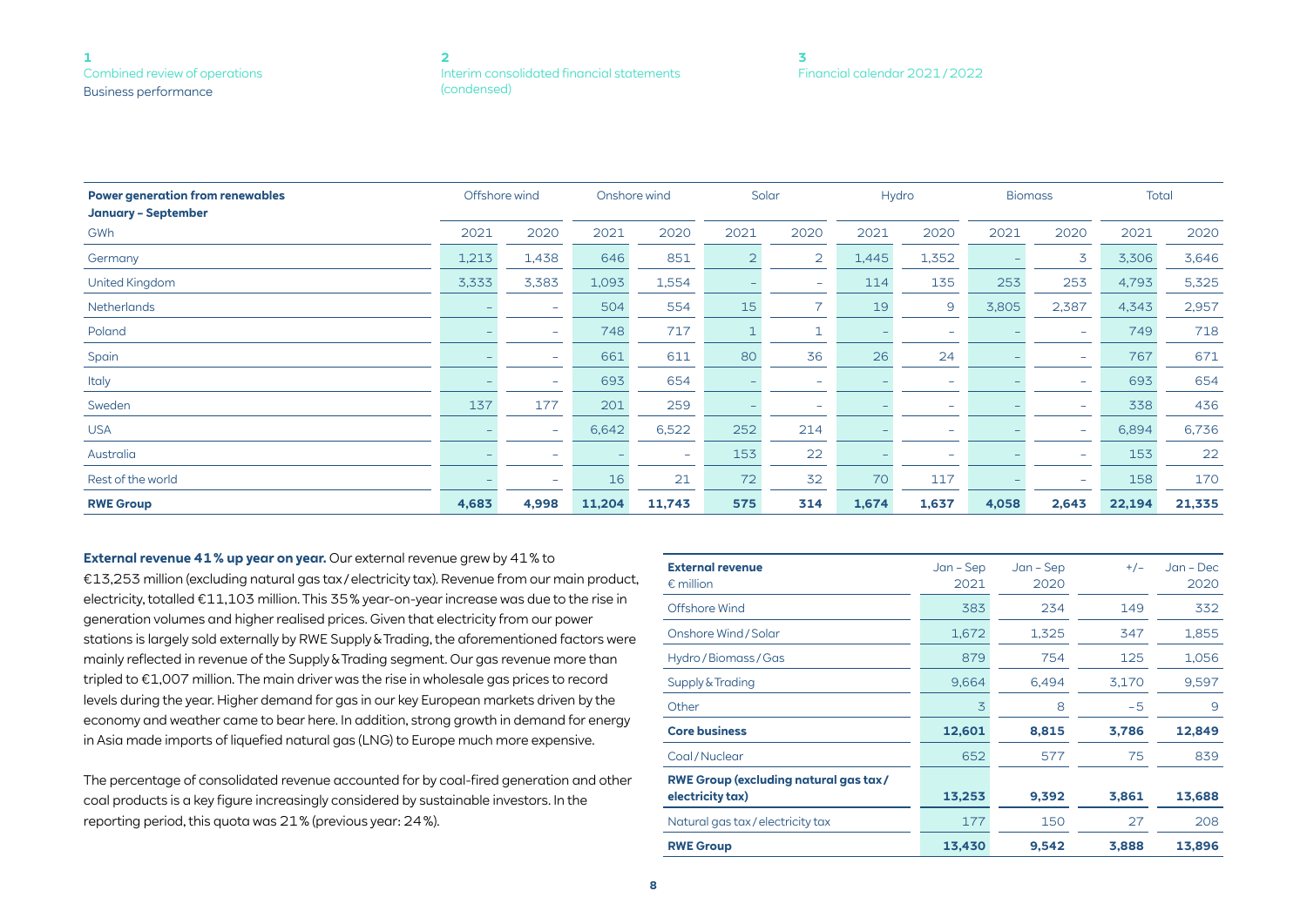| Power generation from renewables January – September | Offshore wind | | Onshore wind | | Solar | | Hydro | | Biomass | | Total | |
|---|---|---|---|---|---|---|---|---|---|---|---|---|
| GWh | 2021 | 2020 | 2021 | 2020 | 2021 | 2020 | 2021 | 2020 | 2021 | 2020 | 2021 | 2020 |
| Germany | 1,213 | 1,438 | 646 | 851 | 2 | 2 | 1,445 | 1,352 | – | 3 | 3,306 | 3,646 |
| United Kingdom | 3,333 | 3,383 | 1,093 | 1,554 | – | – | 114 | 135 | 253 | 253 | 4,793 | 5,325 |
| Netherlands | – | – | 504 | 554 | 15 | 7 | 19 | 9 | 3,805 | 2,387 | 4,343 | 2,957 |
| Poland | – | – | 748 | 717 | 1 | 1 | – | – | – | – | 749 | 718 |
| Spain | – | – | 661 | 611 | 80 | 36 | 26 | 24 | – | – | 767 | 671 |
| Italy | – | – | 693 | 654 | – | – | – | – | – | – | 693 | 654 |
| Sweden | 137 | 177 | 201 | 259 | – | – | – | – | – | – | 338 | 436 |
| USA | – | – | 6,642 | 6,522 | 252 | 214 | – | – | – | – | 6,894 | 6,736 |
| Australia | – | – | – | – | 153 | 22 | – | – | – | – | 153 | 22 |
| Rest of the world | – | – | 16 | 21 | 72 | 32 | 70 | 117 | – | – | 158 | 170 |
| **RWE Group** | **4,683** | **4,998** | **11,204** | **11,743** | **575** | **314** | **1,674** | **1,637** | **4,058** | **2,643** | **22,194** | **21,335** |

**External revenue 41 % up year on year.** Our external revenue grew by 41 % to €13,253 million (excluding natural gas tax / electricity tax). Revenue from our main product, electricity, totalled €11,103 million. This 35 % year-on-year increase was due to the rise in generation volumes and higher realised prices. Given that electricity from our power stations is largely sold externally by RWE Supply & Trading, the aforementioned factors were mainly reflected in revenue of the Supply & Trading segment. Our gas revenue more than tripled to €1,007 million. The main driver was the rise in wholesale gas prices to record levels during the year. Higher demand for gas in our key European markets driven by the economy and weather came to bear here. In addition, strong growth in demand for energy in Asia made imports of liquefied natural gas (LNG) to Europe much more expensive.

The percentage of consolidated revenue accounted for by coal-fired generation and other coal products is a key figure increasingly considered by sustainable investors. In the reporting period, this quota was 21 % (previous year: 24 %).

| External revenue € million | Jan – Sep 2021 | Jan – Sep 2020 | +/– | Jan – Dec 2020 |
|---|---|---|---|---|
| Offshore Wind | 383 | 234 | 149 | 332 |
| Onshore Wind / Solar | 1,672 | 1,325 | 347 | 1,855 |
| Hydro / Biomass / Gas | 879 | 754 | 125 | 1,056 |
| Supply & Trading | 9,664 | 6,494 | 3,170 | 9,597 |
| Other | 3 | 8 | –5 | 9 |
| **Core business** | **12,601** | **8,815** | **3,786** | **12,849** |
| Coal / Nuclear | 652 | 577 | 75 | 839 |
| **RWE Group (excluding natural gas tax / electricity tax)** | **13,253** | **9,392** | **3,861** | **13,688** |
| Natural gas tax / electricity tax | 177 | 150 | 27 | 208 |
| **RWE Group** | **13,430** | **9,542** | **3,888** | **13,896** |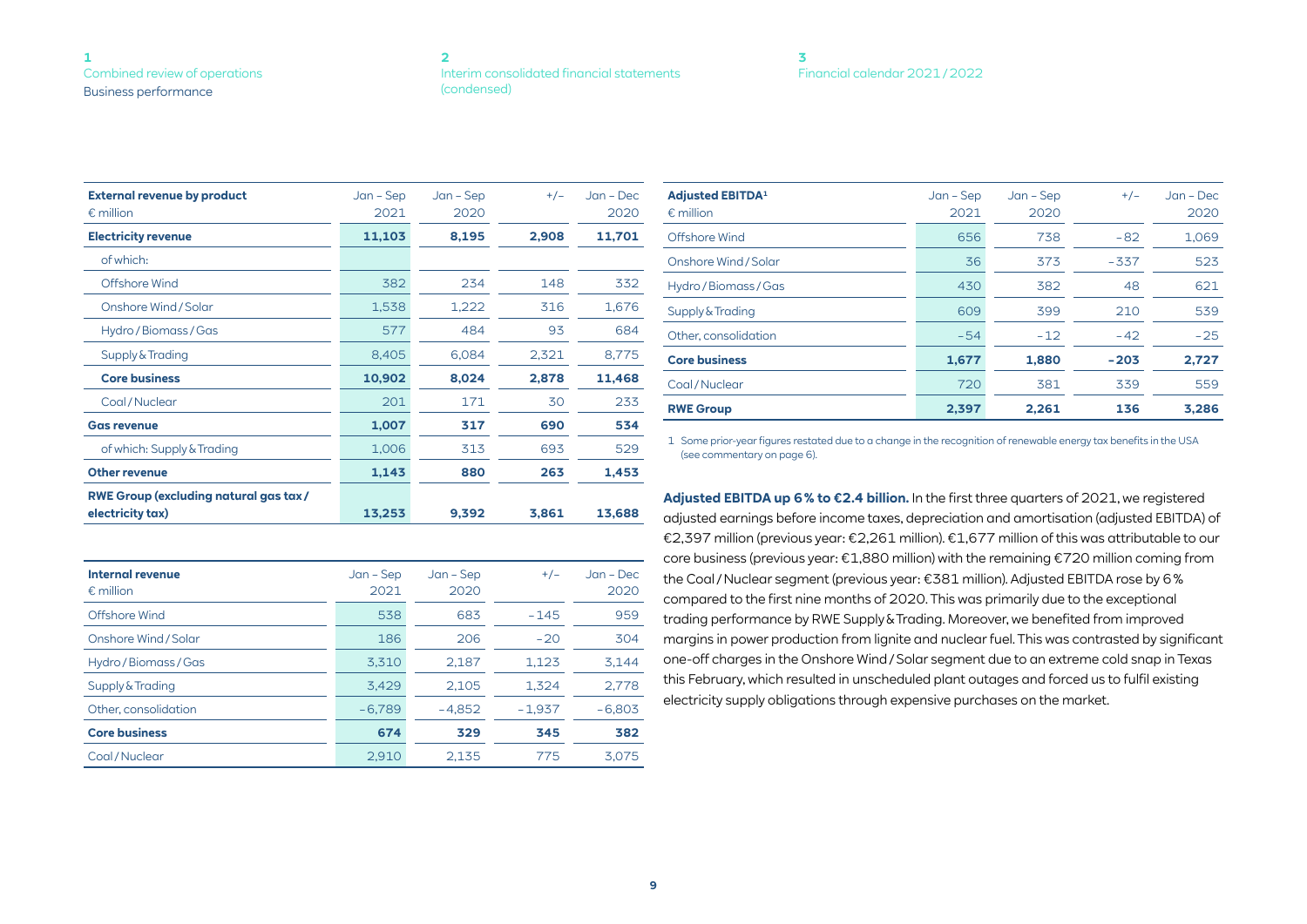| External revenue by product<br>€ million | Jan – Sep 2021 | Jan – Sep 2020 | +/– | Jan – Dec 2020 |
|---|---|---|---|---|
| **Electricity revenue** | **11,103** | **8,195** | **2,908** | **11,701** |
| of which: | | | | |
| Offshore Wind | 382 | 234 | 148 | 332 |
| Onshore Wind / Solar | 1,538 | 1,222 | 316 | 1,676 |
| Hydro / Biomass / Gas | 577 | 484 | 93 | 684 |
| Supply & Trading | 8,405 | 6,084 | 2,321 | 8,775 |
| **Core business** | **10,902** | **8,024** | **2,878** | **11,468** |
| Coal / Nuclear | 201 | 171 | 30 | 233 |
| **Gas revenue** | **1,007** | **317** | **690** | **534** |
| of which: Supply & Trading | 1,006 | 313 | 693 | 529 |
| **Other revenue** | **1,143** | **880** | **263** | **1,453** |
| **RWE Group (excluding natural gas tax / electricity tax)** | **13,253** | **9,392** | **3,861** | **13,688** |

| Internal revenue<br>€ million | Jan – Sep 2021 | Jan – Sep 2020 | +/– | Jan – Dec 2020 |
|---|---|---|---|---|
| Offshore Wind | 538 | 683 | –145 | 959 |
| Onshore Wind / Solar | 186 | 206 | –20 | 304 |
| Hydro / Biomass / Gas | 3,310 | 2,187 | 1,123 | 3,144 |
| Supply & Trading | 3,429 | 2,105 | 1,324 | 2,778 |
| Other, consolidation | –6,789 | –4,852 | –1,937 | –6,803 |
| **Core business** | **674** | **329** | **345** | **382** |
| Coal / Nuclear | 2,910 | 2,135 | 775 | 3,075 |

| Adjusted EBITDA[1]<br>€ million | Jan – Sep 2021 | Jan – Sep 2020 | +/– | Jan – Dec 2020 |
|---|---|---|---|---|
| Offshore Wind | 656 | 738 | –82 | 1,069 |
| Onshore Wind / Solar | 36 | 373 | –337 | 523 |
| Hydro / Biomass / Gas | 430 | 382 | 48 | 621 |
| Supply & Trading | 609 | 399 | 210 | 539 |
| Other, consolidation | –54 | –12 | –42 | –25 |
| **Core business** | **1,677** | **1,880** | **–203** | **2,727** |
| Coal / Nuclear | 720 | 381 | 339 | 559 |
| **RWE Group** | **2,397** | **2,261** | **136** | **3,286** |

1 Some prior-year figures restated due to a change in the recognition of renewable energy tax benefits in the USA (see commentary on page 6).

**Adjusted EBITDA up 6 % to €2.4 billion.** In the first three quarters of 2021, we registered adjusted earnings before income taxes, depreciation and amortisation (adjusted EBITDA) of €2,397 million (previous year: €2,261 million). €1,677 million of this was attributable to our core business (previous year: €1,880 million) with the remaining €720 million coming from the Coal / Nuclear segment (previous year: €381 million). Adjusted EBITDA rose by 6 % compared to the first nine months of 2020. This was primarily due to the exceptional trading performance by RWE Supply & Trading. Moreover, we benefited from improved margins in power production from lignite and nuclear fuel. This was contrasted by significant one-off charges in the Onshore Wind / Solar segment due to an extreme cold snap in Texas this February, which resulted in unscheduled plant outages and forced us to fulfil existing electricity supply obligations through expensive purchases on the market.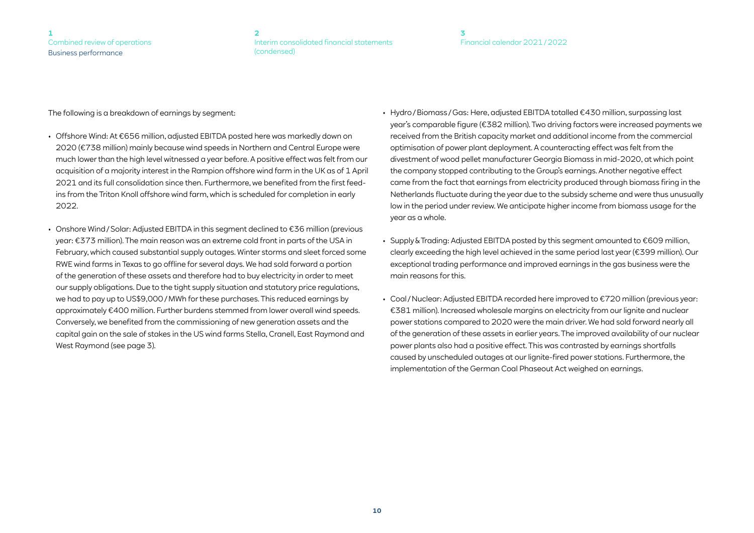The following is a breakdown of earnings by segment:

- Offshore Wind: At €656 million, adjusted EBITDA posted here was markedly down on 2020 (€738 million) mainly because wind speeds in Northern and Central Europe were much lower than the high level witnessed a year before. A positive effect was felt from our acquisition of a majority interest in the Rampion offshore wind farm in the UK as of 1 April 2021 and its full consolidation since then. Furthermore, we benefited from the first feed-ins from the Triton Knoll offshore wind farm, which is scheduled for completion in early 2022.

- Onshore Wind / Solar: Adjusted EBITDA in this segment declined to €36 million (previous year: €373 million). The main reason was an extreme cold front in parts of the USA in February, which caused substantial supply outages. Winter storms and sleet forced some RWE wind farms in Texas to go offline for several days. We had sold forward a portion of the generation of these assets and therefore had to buy electricity in order to meet our supply obligations. Due to the tight supply situation and statutory price regulations, we had to pay up to US$9,000 / MWh for these purchases. This reduced earnings by approximately €400 million. Further burdens stemmed from lower overall wind speeds. Conversely, we benefited from the commissioning of new generation assets and the capital gain on the sale of stakes in the US wind farms Stella, Cranell, East Raymond and West Raymond (see page 3).

- Hydro / Biomass / Gas: Here, adjusted EBITDA totalled €430 million, surpassing last year's comparable figure (€382 million). Two driving factors were increased payments we received from the British capacity market and additional income from the commercial optimisation of power plant deployment. A counteracting effect was felt from the divestment of wood pellet manufacturer Georgia Biomass in mid-2020, at which point the company stopped contributing to the Group's earnings. Another negative effect came from the fact that earnings from electricity produced through biomass firing in the Netherlands fluctuate during the year due to the subsidy scheme and were thus unusually low in the period under review. We anticipate higher income from biomass usage for the year as a whole.

- Supply & Trading: Adjusted EBITDA posted by this segment amounted to €609 million, clearly exceeding the high level achieved in the same period last year (€399 million). Our exceptional trading performance and improved earnings in the gas business were the main reasons for this.

- Coal / Nuclear: Adjusted EBITDA recorded here improved to €720 million (previous year: €381 million). Increased wholesale margins on electricity from our lignite and nuclear power stations compared to 2020 were the main driver. We had sold forward nearly all of the generation of these assets in earlier years. The improved availability of our nuclear power plants also had a positive effect. This was contrasted by earnings shortfalls caused by unscheduled outages at our lignite-fired power stations. Furthermore, the implementation of the German Coal Phaseout Act weighed on earnings.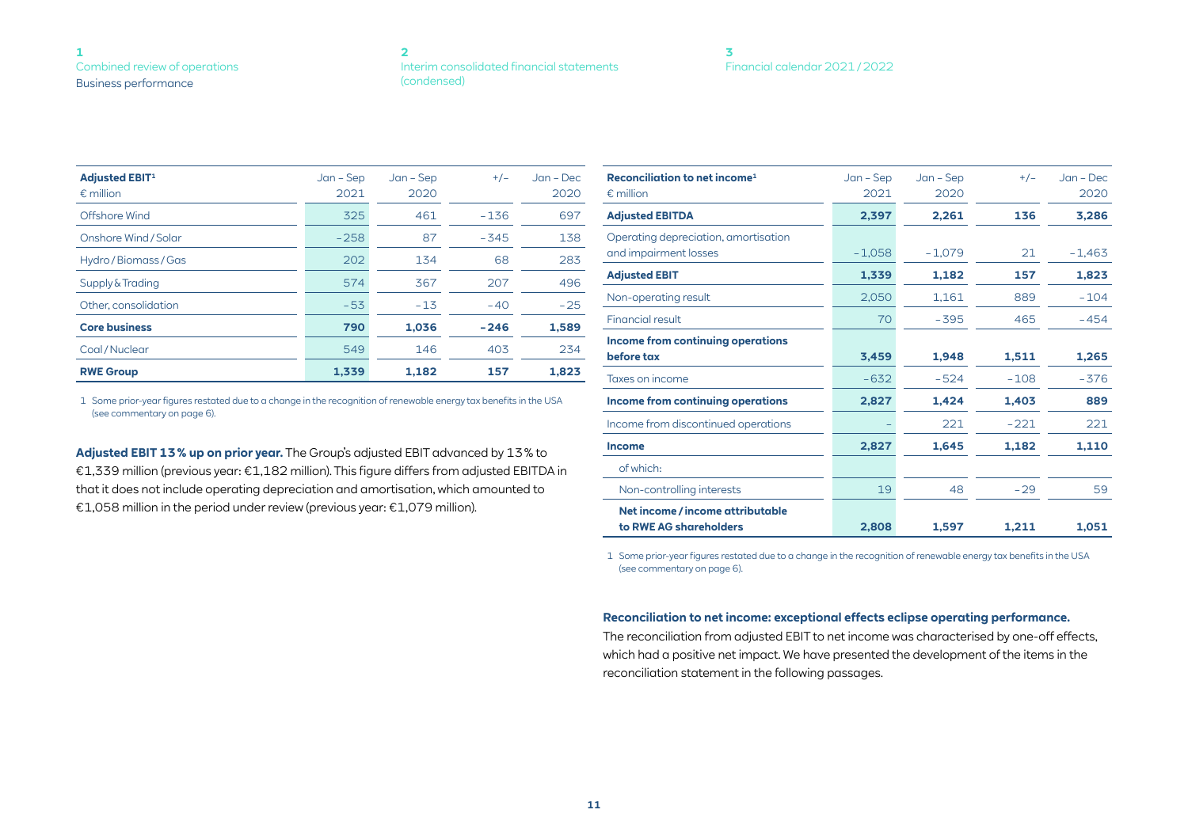| Adjusted EBIT[1] € million | Jan – Sep 2021 | Jan – Sep 2020 | +/– | Jan – Dec 2020 |
|---|---|---|---|---|
| Offshore Wind | 325 | 461 | –136 | 697 |
| Onshore Wind / Solar | –258 | 87 | –345 | 138 |
| Hydro / Biomass / Gas | 202 | 134 | 68 | 283 |
| Supply & Trading | 574 | 367 | 207 | 496 |
| Other, consolidation | –53 | –13 | –40 | –25 |
| **Core business** | **790** | **1,036** | **–246** | **1,589** |
| Coal / Nuclear | 549 | 146 | 403 | 234 |
| **RWE Group** | **1,339** | **1,182** | **157** | **1,823** |

1 Some prior-year figures restated due to a change in the recognition of renewable energy tax benefits in the USA (see commentary on page 6).

**Adjusted EBIT 13 % up on prior year.** The Group's adjusted EBIT advanced by 13 % to €1,339 million (previous year: €1,182 million). This figure differs from adjusted EBITDA in that it does not include operating depreciation and amortisation, which amounted to €1,058 million in the period under review (previous year: €1,079 million).

| Reconciliation to net income[1] € million | Jan – Sep 2021 | Jan – Sep 2020 | +/– | Jan – Dec 2020 |
|---|---|---|---|---|
| **Adjusted EBITDA** | **2,397** | **2,261** | **136** | **3,286** |
| Operating depreciation, amortisation and impairment losses | –1,058 | –1,079 | 21 | –1,463 |
| **Adjusted EBIT** | **1,339** | **1,182** | **157** | **1,823** |
| Non-operating result | 2,050 | 1,161 | 889 | –104 |
| Financial result | 70 | –395 | 465 | –454 |
| **Income from continuing operations before tax** | **3,459** | **1,948** | **1,511** | **1,265** |
| Taxes on income | –632 | –524 | –108 | –376 |
| **Income from continuing operations** | **2,827** | **1,424** | **1,403** | **889** |
| Income from discontinued operations | – | 221 | –221 | 221 |
| **Income** | **2,827** | **1,645** | **1,182** | **1,110** |
| of which: | | | | |
| Non-controlling interests | 19 | 48 | –29 | 59 |
| **Net income / income attributable to RWE AG shareholders** | **2,808** | **1,597** | **1,211** | **1,051** |

1 Some prior-year figures restated due to a change in the recognition of renewable energy tax benefits in the USA (see commentary on page 6).

**Reconciliation to net income: exceptional effects eclipse operating performance.** The reconciliation from adjusted EBIT to net income was characterised by one-off effects, which had a positive net impact. We have presented the development of the items in the reconciliation statement in the following passages.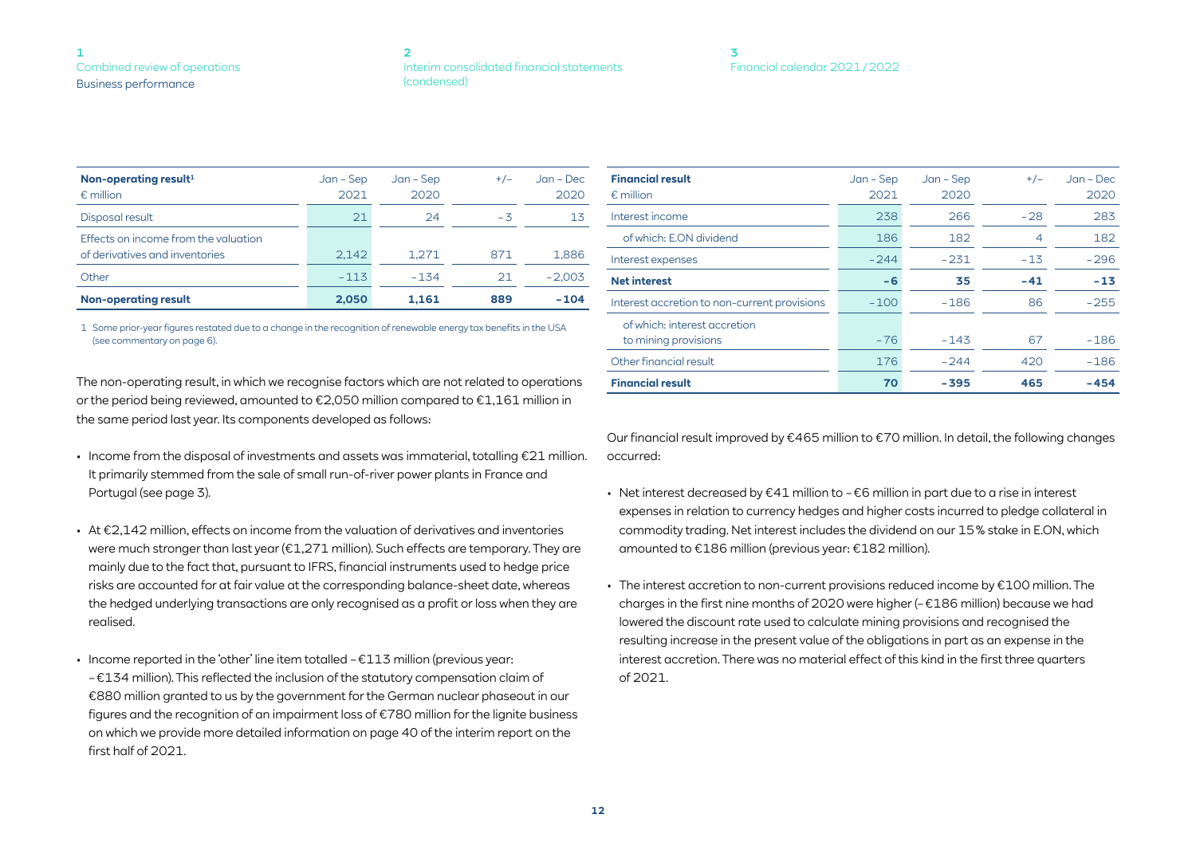| Non-operating result[1] € million | Jan – Sep 2021 | Jan – Sep 2020 | +/– | Jan – Dec 2020 |
|---|---|---|---|---|
| Disposal result | 21 | 24 | –3 | 13 |
| Effects on income from the valuation of derivatives and inventories | 2,142 | 1,271 | 871 | 1,886 |
| Other | –113 | –134 | 21 | –2,003 |
| **Non-operating result** | **2,050** | **1,161** | **889** | **–104** |

1 Some prior-year figures restated due to a change in the recognition of renewable energy tax benefits in the USA (see commentary on page 6).

The non-operating result, in which we recognise factors which are not related to operations or the period being reviewed, amounted to €2,050 million compared to €1,161 million in the same period last year. Its components developed as follows:

- Income from the disposal of investments and assets was immaterial, totalling €21 million. It primarily stemmed from the sale of small run-of-river power plants in France and Portugal (see page 3).
- At €2,142 million, effects on income from the valuation of derivatives and inventories were much stronger than last year (€1,271 million). Such effects are temporary. They are mainly due to the fact that, pursuant to IFRS, financial instruments used to hedge price risks are accounted for at fair value at the corresponding balance-sheet date, whereas the hedged underlying transactions are only recognised as a profit or loss when they are realised.
- Income reported in the 'other' line item totalled –€113 million (previous year: –€134 million). This reflected the inclusion of the statutory compensation claim of €880 million granted to us by the government for the German nuclear phaseout in our figures and the recognition of an impairment loss of €780 million for the lignite business on which we provide more detailed information on page 40 of the interim report on the first half of 2021.

| Financial result € million | Jan – Sep 2021 | Jan – Sep 2020 | +/– | Jan – Dec 2020 |
|---|---|---|---|---|
| Interest income | 238 | 266 | –28 | 283 |
| of which: E.ON dividend | 186 | 182 | 4 | 182 |
| Interest expenses | –244 | –231 | –13 | –296 |
| **Net interest** | **–6** | **35** | **–41** | **–13** |
| Interest accretion to non-current provisions | –100 | –186 | 86 | –255 |
| of which: interest accretion to mining provisions | –76 | –143 | 67 | –186 |
| Other financial result | 176 | –244 | 420 | –186 |
| **Financial result** | **70** | **–395** | **465** | **–454** |

Our financial result improved by €465 million to €70 million. In detail, the following changes occurred:

- Net interest decreased by €41 million to –€6 million in part due to a rise in interest expenses in relation to currency hedges and higher costs incurred to pledge collateral in commodity trading. Net interest includes the dividend on our 15% stake in E.ON, which amounted to €186 million (previous year: €182 million).
- The interest accretion to non-current provisions reduced income by €100 million. The charges in the first nine months of 2020 were higher (–€186 million) because we had lowered the discount rate used to calculate mining provisions and recognised the resulting increase in the present value of the obligations in part as an expense in the interest accretion. There was no material effect of this kind in the first three quarters of 2021.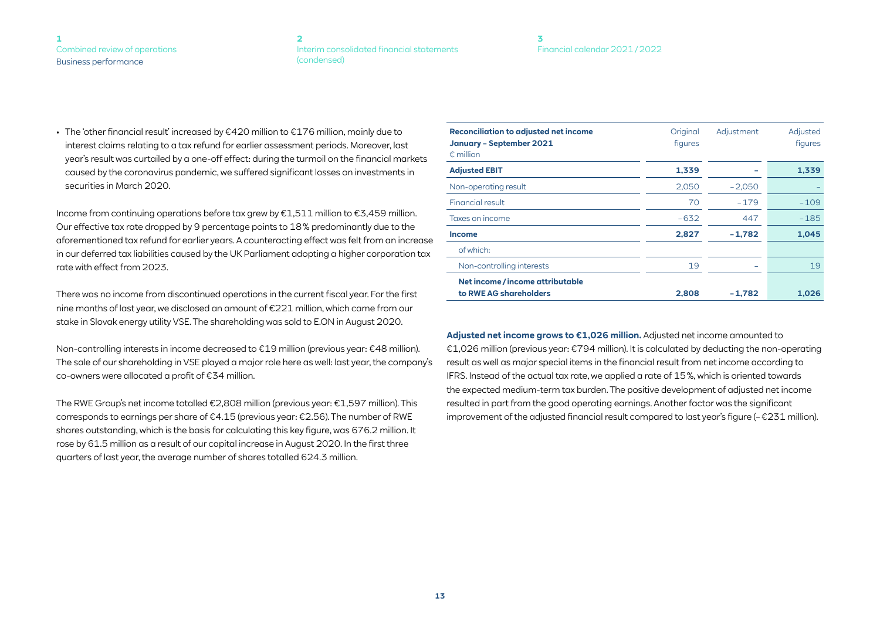- The 'other financial result' increased by €420 million to €176 million, mainly due to interest claims relating to a tax refund for earlier assessment periods. Moreover, last year's result was curtailed by a one-off effect: during the turmoil on the financial markets caused by the coronavirus pandemic, we suffered significant losses on investments in securities in March 2020.

Income from continuing operations before tax grew by €1,511 million to €3,459 million. Our effective tax rate dropped by 9 percentage points to 18 % predominantly due to the aforementioned tax refund for earlier years. A counteracting effect was felt from an increase in our deferred tax liabilities caused by the UK Parliament adopting a higher corporation tax rate with effect from 2023.

There was no income from discontinued operations in the current fiscal year. For the first nine months of last year, we disclosed an amount of €221 million, which came from our stake in Slovak energy utility VSE. The shareholding was sold to E.ON in August 2020.

Non-controlling interests in income decreased to €19 million (previous year: €48 million). The sale of our shareholding in VSE played a major role here as well: last year, the company's co-owners were allocated a profit of €34 million.

The RWE Group's net income totalled €2,808 million (previous year: €1,597 million). This corresponds to earnings per share of €4.15 (previous year: €2.56). The number of RWE shares outstanding, which is the basis for calculating this key figure, was 676.2 million. It rose by 61.5 million as a result of our capital increase in August 2020. In the first three quarters of last year, the average number of shares totalled 624.3 million.

| **Reconciliation to adjusted net income January – September 2021** € million | Original figures | Adjustment | Adjusted figures |
|---|---|---|---|
| **Adjusted EBIT** | **1,339** | **–** | **1,339** |
| Non-operating result | 2,050 | –2,050 | – |
| Financial result | 70 | –179 | –109 |
| Taxes on income | –632 | 447 | –185 |
| **Income** | **2,827** | **–1,782** | **1,045** |
| of which: | | | |
| Non-controlling interests | 19 | – | 19 |
| **Net income / income attributable to RWE AG shareholders** | **2,808** | **–1,782** | **1,026** |

**Adjusted net income grows to €1,026 million.** Adjusted net income amounted to €1,026 million (previous year: €794 million). It is calculated by deducting the non-operating result as well as major special items in the financial result from net income according to IFRS. Instead of the actual tax rate, we applied a rate of 15 %, which is oriented towards the expected medium-term tax burden. The positive development of adjusted net income resulted in part from the good operating earnings. Another factor was the significant improvement of the adjusted financial result compared to last year's figure (– €231 million).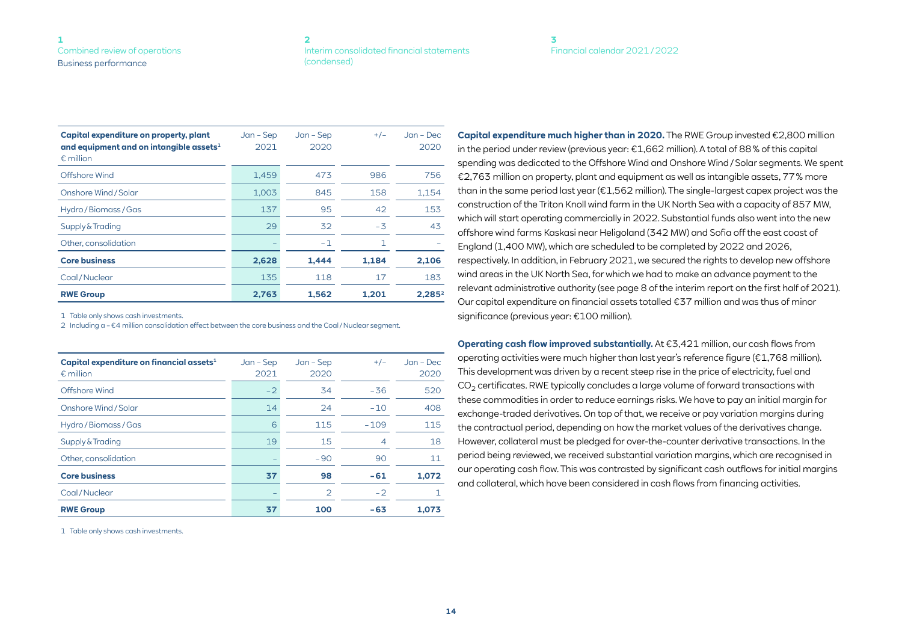| Capital expenditure on property, plant and equipment and on intangible assets[1] € million | Jan – Sep 2021 | Jan – Sep 2020 | +/– | Jan – Dec 2020 |
|---|---|---|---|---|
| Offshore Wind | 1,459 | 473 | 986 | 756 |
| Onshore Wind / Solar | 1,003 | 845 | 158 | 1,154 |
| Hydro / Biomass / Gas | 137 | 95 | 42 | 153 |
| Supply & Trading | 29 | 32 | –3 | 43 |
| Other, consolidation | – | –1 | 1 | – |
| **Core business** | **2,628** | **1,444** | **1,184** | **2,106** |
| Coal / Nuclear | 135 | 118 | 17 | 183 |
| **RWE Group** | **2,763** | **1,562** | **1,201** | **2,285[2]** |

1 Table only shows cash investments.
2 Including a –€4 million consolidation effect between the core business and the Coal / Nuclear segment.

| Capital expenditure on financial assets[1] € million | Jan – Sep 2021 | Jan – Sep 2020 | +/– | Jan – Dec 2020 |
|---|---|---|---|---|
| Offshore Wind | –2 | 34 | –36 | 520 |
| Onshore Wind / Solar | 14 | 24 | –10 | 408 |
| Hydro / Biomass / Gas | 6 | 115 | –109 | 115 |
| Supply & Trading | 19 | 15 | 4 | 18 |
| Other, consolidation | – | –90 | 90 | 11 |
| **Core business** | **37** | **98** | **–61** | **1,072** |
| Coal / Nuclear | – | 2 | –2 | 1 |
| **RWE Group** | **37** | **100** | **–63** | **1,073** |

1 Table only shows cash investments.

**Capital expenditure much higher than in 2020.** The RWE Group invested €2,800 million in the period under review (previous year: €1,662 million). A total of 88 % of this capital spending was dedicated to the Offshore Wind and Onshore Wind / Solar segments. We spent €2,763 million on property, plant and equipment as well as intangible assets, 77 % more than in the same period last year (€1,562 million). The single-largest capex project was the construction of the Triton Knoll wind farm in the UK North Sea with a capacity of 857 MW, which will start operating commercially in 2022. Substantial funds also went into the new offshore wind farms Kaskasi near Heligoland (342 MW) and Sofia off the east coast of England (1,400 MW), which are scheduled to be completed by 2022 and 2026, respectively. In addition, in February 2021, we secured the rights to develop new offshore wind areas in the UK North Sea, for which we had to make an advance payment to the relevant administrative authority (see page 8 of the interim report on the first half of 2021). Our capital expenditure on financial assets totalled €37 million and was thus of minor significance (previous year: €100 million).

**Operating cash flow improved substantially.** At €3,421 million, our cash flows from operating activities were much higher than last year's reference figure (€1,768 million). This development was driven by a recent steep rise in the price of electricity, fuel and $CO_2$ certificates. RWE typically concludes a large volume of forward transactions with these commodities in order to reduce earnings risks. We have to pay an initial margin for exchange-traded derivatives. On top of that, we receive or pay variation margins during the contractual period, depending on how the market values of the derivatives change. However, collateral must be pledged for over-the-counter derivative transactions. In the period being reviewed, we received substantial variation margins, which are recognised in our operating cash flow. This was contrasted by significant cash outflows for initial margins and collateral, which have been considered in cash flows from financing activities.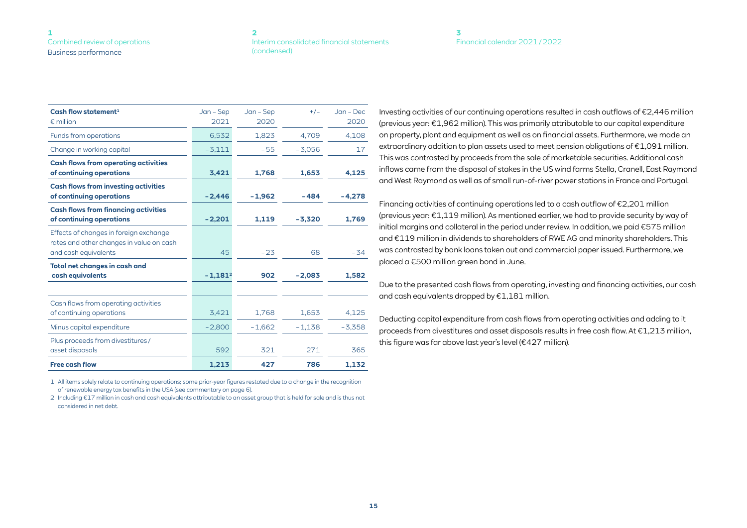| Cash flow statement[1] € million | Jan – Sep 2021 | Jan – Sep 2020 | +/– | Jan – Dec 2020 |
|---|---|---|---|---|
| Funds from operations | 6,532 | 1,823 | 4,709 | 4,108 |
| Change in working capital | –3,111 | –55 | –3,056 | 17 |
| **Cash flows from operating activities of continuing operations** | **3,421** | **1,768** | **1,653** | **4,125** |
| **Cash flows from investing activities of continuing operations** | **–2,446** | **–1,962** | **–484** | **–4,278** |
| **Cash flows from financing activities of continuing operations** | **–2,201** | **1,119** | **–3,320** | **1,769** |
| Effects of changes in foreign exchange rates and other changes in value on cash and cash equivalents | 45 | –23 | 68 | –34 |
| **Total net changes in cash and cash equivalents** | **–1,181[2]** | **902** | **–2,083** | **1,582** |
| | | | | |
| Cash flows from operating activities of continuing operations | 3,421 | 1,768 | 1,653 | 4,125 |
| Minus capital expenditure | –2,800 | –1,662 | –1,138 | –3,358 |
| Plus proceeds from divestitures / asset disposals | 592 | 321 | 271 | 365 |
| **Free cash flow** | **1,213** | **427** | **786** | **1,132** |

1 All items solely relate to continuing operations; some prior-year figures restated due to a change in the recognition of renewable energy tax benefits in the USA (see commentary on page 6).

2 Including €17 million in cash and cash equivalents attributable to an asset group that is held for sale and is thus not considered in net debt.

Investing activities of our continuing operations resulted in cash outflows of €2,446 million (previous year: €1,962 million). This was primarily attributable to our capital expenditure on property, plant and equipment as well as on financial assets. Furthermore, we made an extraordinary addition to plan assets used to meet pension obligations of €1,091 million. This was contrasted by proceeds from the sale of marketable securities. Additional cash inflows came from the disposal of stakes in the US wind farms Stella, Cranell, East Raymond and West Raymond as well as of small run-of-river power stations in France and Portugal.

Financing activities of continuing operations led to a cash outflow of €2,201 million (previous year: €1,119 million). As mentioned earlier, we had to provide security by way of initial margins and collateral in the period under review. In addition, we paid €575 million and €119 million in dividends to shareholders of RWE AG and minority shareholders. This was contrasted by bank loans taken out and commercial paper issued. Furthermore, we placed a €500 million green bond in June.

Due to the presented cash flows from operating, investing and financing activities, our cash and cash equivalents dropped by €1,181 million.

Deducting capital expenditure from cash flows from operating activities and adding to it proceeds from divestitures and asset disposals results in free cash flow. At €1,213 million, this figure was far above last year's level (€427 million).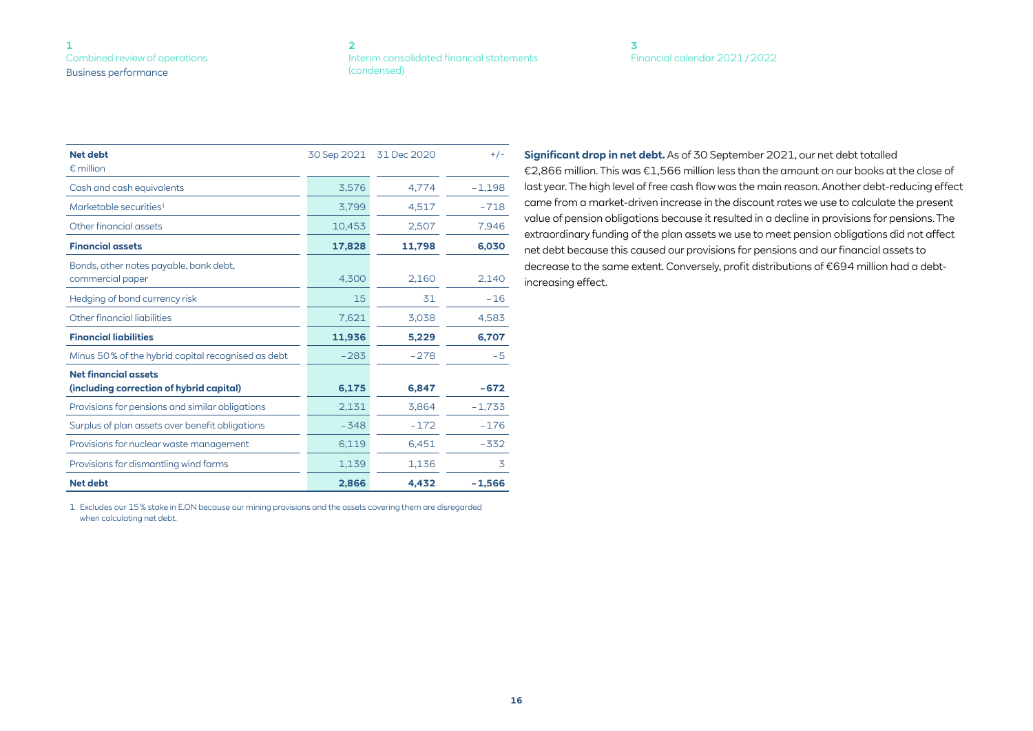| **Net debt**<br>€ million | 30 Sep 2021 | 31 Dec 2020 | +/− |
|---|---|---|---|
| Cash and cash equivalents | 3,576 | 4,774 | −1,198 |
| Marketable securities[1] | 3,799 | 4,517 | −718 |
| Other financial assets | 10,453 | 2,507 | 7,946 |
| **Financial assets** | **17,828** | **11,798** | **6,030** |
| Bonds, other notes payable, bank debt, commercial paper | 4,300 | 2,160 | 2,140 |
| Hedging of bond currency risk | 15 | 31 | −16 |
| Other financial liabilities | 7,621 | 3,038 | 4,583 |
| **Financial liabilities** | **11,936** | **5,229** | **6,707** |
| Minus 50 % of the hybrid capital recognised as debt | −283 | −278 | −5 |
| **Net financial assets (including correction of hybrid capital)** | **6,175** | **6,847** | **−672** |
| Provisions for pensions and similar obligations | 2,131 | 3,864 | −1,733 |
| Surplus of plan assets over benefit obligations | −348 | −172 | −176 |
| Provisions for nuclear waste management | 6,119 | 6,451 | −332 |
| Provisions for dismantling wind farms | 1,139 | 1,136 | 3 |
| **Net debt** | **2,866** | **4,432** | **−1,566** |

1 Excludes our 15 % stake in E.ON because our mining provisions and the assets covering them are disregarded when calculating net debt.

**Significant drop in net debt.** As of 30 September 2021, our net debt totalled €2,866 million. This was €1,566 million less than the amount on our books at the close of last year. The high level of free cash flow was the main reason. Another debt-reducing effect came from a market-driven increase in the discount rates we use to calculate the present value of pension obligations because it resulted in a decline in provisions for pensions. The extraordinary funding of the plan assets we use to meet pension obligations did not affect net debt because this caused our provisions for pensions and our financial assets to decrease to the same extent. Conversely, profit distributions of €694 million had a debt-increasing effect.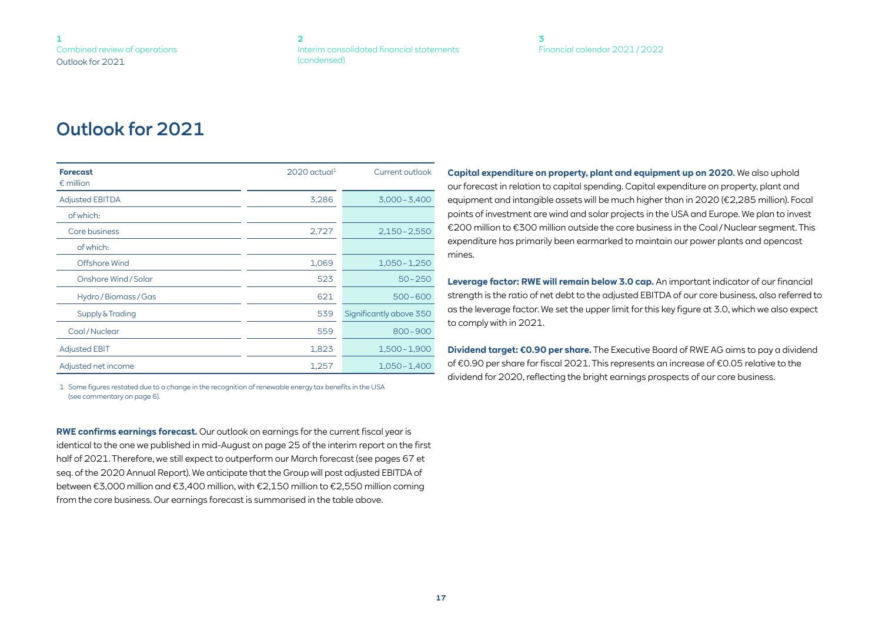# Outlook for 2021

| Forecast<br>€ million | 2020 actual[1] | Current outlook |
|---|---|---|
| Adjusted EBITDA | 3,286 | 3,000 – 3,400 |
| of which: | | |
| Core business | 2,727 | 2,150 – 2,550 |
| of which: | | |
| Offshore Wind | 1,069 | 1,050 – 1,250 |
| Onshore Wind / Solar | 523 | 50 – 250 |
| Hydro / Biomass / Gas | 621 | 500 – 600 |
| Supply & Trading | 539 | Significantly above 350 |
| Coal / Nuclear | 559 | 800 – 900 |
| Adjusted EBIT | 1,823 | 1,500 – 1,900 |
| Adjusted net income | 1,257 | 1,050 – 1,400 |

1 Some figures restated due to a change in the recognition of renewable energy tax benefits in the USA (see commentary on page 6).

**RWE confirms earnings forecast.** Our outlook on earnings for the current fiscal year is identical to the one we published in mid-August on page 25 of the interim report on the first half of 2021. Therefore, we still expect to outperform our March forecast (see pages 67 et seq. of the 2020 Annual Report). We anticipate that the Group will post adjusted EBITDA of between €3,000 million and €3,400 million, with €2,150 million to €2,550 million coming from the core business. Our earnings forecast is summarised in the table above.

**Capital expenditure on property, plant and equipment up on 2020.** We also uphold our forecast in relation to capital spending. Capital expenditure on property, plant and equipment and intangible assets will be much higher than in 2020 (€2,285 million). Focal points of investment are wind and solar projects in the USA and Europe. We plan to invest €200 million to €300 million outside the core business in the Coal / Nuclear segment. This expenditure has primarily been earmarked to maintain our power plants and opencast mines.

**Leverage factor: RWE will remain below 3.0 cap.** An important indicator of our financial strength is the ratio of net debt to the adjusted EBITDA of our core business, also referred to as the leverage factor. We set the upper limit for this key figure at 3.0, which we also expect to comply with in 2021.

**Dividend target: €0.90 per share.** The Executive Board of RWE AG aims to pay a dividend of €0.90 per share for fiscal 2021. This represents an increase of €0.05 relative to the dividend for 2020, reflecting the bright earnings prospects of our core business.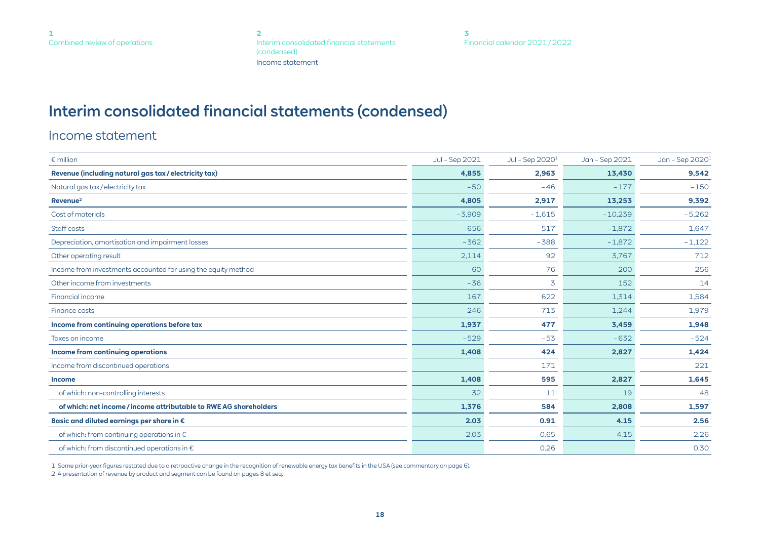# Interim consolidated financial statements (condensed)

## Income statement

| € million | Jul – Sep 2021 | Jul – Sep 2020[1] | Jan – Sep 2021 | Jan – Sep 2020[1] |
|---|---|---|---|---|
| **Revenue (including natural gas tax / electricity tax)** | **4,855** | **2,963** | **13,430** | **9,542** |
| Natural gas tax / electricity tax | -50 | -46 | -177 | -150 |
| **Revenue[2]** | **4,805** | **2,917** | **13,253** | **9,392** |
| Cost of materials | -3,909 | -1,615 | -10,239 | -5,262 |
| Staff costs | -656 | -517 | -1,872 | -1,647 |
| Depreciation, amortisation and impairment losses | -362 | -388 | -1,872 | -1,122 |
| Other operating result | 2,114 | 92 | 3,767 | 712 |
| Income from investments accounted for using the equity method | 60 | 76 | 200 | 256 |
| Other income from investments | -36 | 3 | 152 | 14 |
| Financial income | 167 | 622 | 1,314 | 1,584 |
| Finance costs | -246 | -713 | -1,244 | -1,979 |
| **Income from continuing operations before tax** | **1,937** | **477** | **3,459** | **1,948** |
| Taxes on income | -529 | -53 | -632 | -524 |
| **Income from continuing operations** | **1,408** | **424** | **2,827** | **1,424** |
| Income from discontinued operations | | 171 | | 221 |
| **Income** | **1,408** | **595** | **2,827** | **1,645** |
| of which: non-controlling interests | 32 | 11 | 19 | 48 |
| **of which: net income / income attributable to RWE AG shareholders** | **1,376** | **584** | **2,808** | **1,597** |
| **Basic and diluted earnings per share in €** | **2.03** | **0.91** | **4.15** | **2.56** |
| of which: from continuing operations in € | 2.03 | 0.65 | 4.15 | 2.26 |
| of which: from discontinued operations in € | | 0.26 | | 0.30 |

1 Some prior-year figures restated due to a retroactive change in the recognition of renewable energy tax benefits in the USA (see commentary on page 6).

2 A presentation of revenue by product and segment can be found on pages 8 et seq.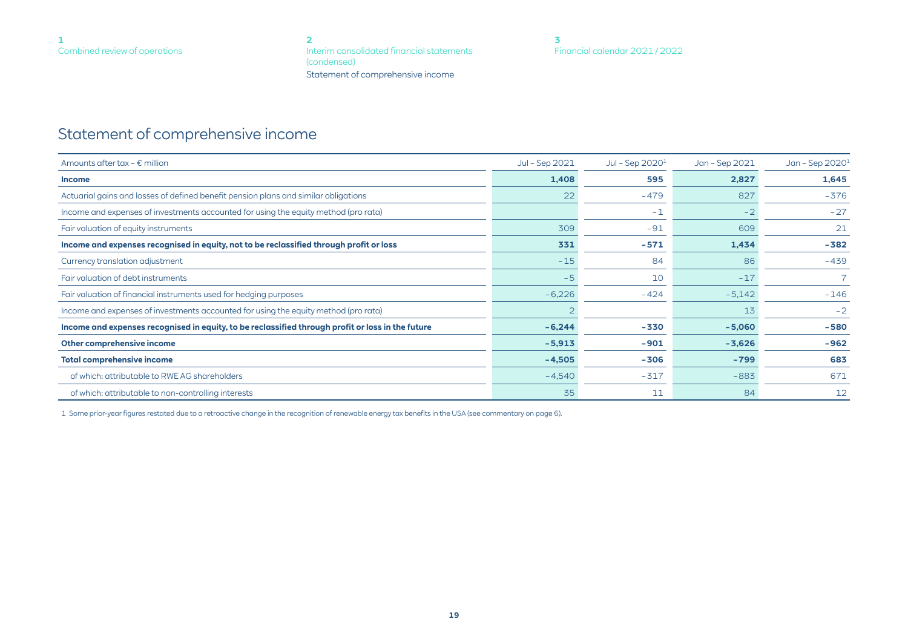# Statement of comprehensive income

| Amounts after tax – € million | Jul – Sep 2021 | Jul – Sep 2020[1] | Jan – Sep 2021 | Jan – Sep 2020[1] |
|---|---|---|---|---|
| **Income** | **1,408** | **595** | **2,827** | **1,645** |
| Actuarial gains and losses of defined benefit pension plans and similar obligations | 22 | −479 | 827 | −376 |
| Income and expenses of investments accounted for using the equity method (pro rata) | | −1 | −2 | −27 |
| Fair valuation of equity instruments | 309 | −91 | 609 | 21 |
| **Income and expenses recognised in equity, not to be reclassified through profit or loss** | **331** | **−571** | **1,434** | **−382** |
| Currency translation adjustment | −15 | 84 | 86 | −439 |
| Fair valuation of debt instruments | −5 | 10 | −17 | 7 |
| Fair valuation of financial instruments used for hedging purposes | −6,226 | −424 | −5,142 | −146 |
| Income and expenses of investments accounted for using the equity method (pro rata) | 2 | | 13 | −2 |
| **Income and expenses recognised in equity, to be reclassified through profit or loss in the future** | **−6,244** | **−330** | **−5,060** | **−580** |
| **Other comprehensive income** | **−5,913** | **−901** | **−3,626** | **−962** |
| **Total comprehensive income** | **−4,505** | **−306** | **−799** | **683** |
| of which: attributable to RWE AG shareholders | −4,540 | −317 | −883 | 671 |
| of which: attributable to non-controlling interests | 35 | 11 | 84 | 12 |

1 Some prior-year figures restated due to a retroactive change in the recognition of renewable energy tax benefits in the USA (see commentary on page 6).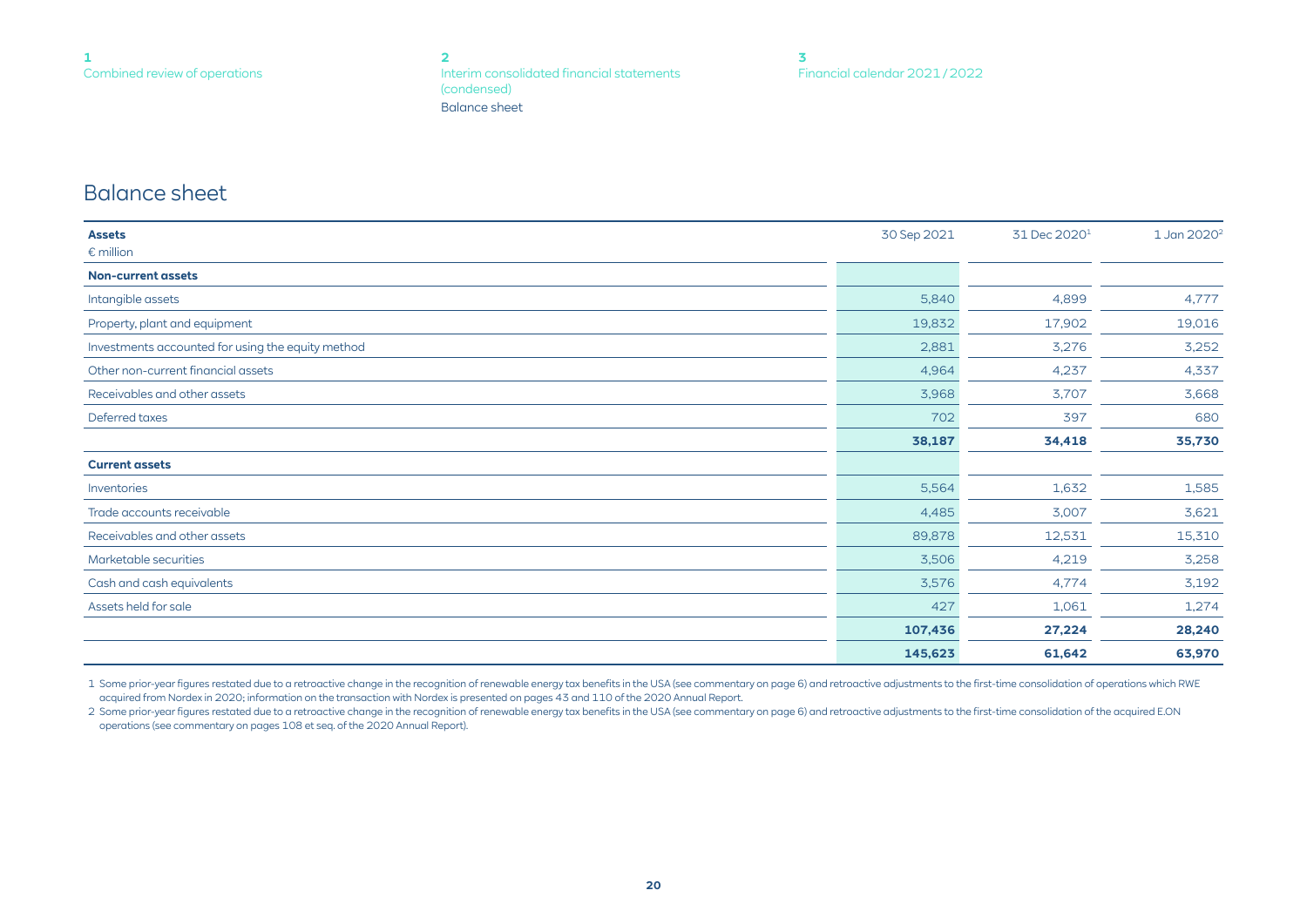# Balance sheet

| Assets<br>€ million | 30 Sep 2021 | 31 Dec 2020[1] | 1 Jan 2020[2] |
|---|---|---|---|
| **Non-current assets** | | | |
| Intangible assets | 5,840 | 4,899 | 4,777 |
| Property, plant and equipment | 19,832 | 17,902 | 19,016 |
| Investments accounted for using the equity method | 2,881 | 3,276 | 3,252 |
| Other non-current financial assets | 4,964 | 4,237 | 4,337 |
| Receivables and other assets | 3,968 | 3,707 | 3,668 |
| Deferred taxes | 702 | 397 | 680 |
| | **38,187** | **34,418** | **35,730** |
| **Current assets** | | | |
| Inventories | 5,564 | 1,632 | 1,585 |
| Trade accounts receivable | 4,485 | 3,007 | 3,621 |
| Receivables and other assets | 89,878 | 12,531 | 15,310 |
| Marketable securities | 3,506 | 4,219 | 3,258 |
| Cash and cash equivalents | 3,576 | 4,774 | 3,192 |
| Assets held for sale | 427 | 1,061 | 1,274 |
| | **107,436** | **27,224** | **28,240** |
| | **145,623** | **61,642** | **63,970** |

1 Some prior-year figures restated due to a retroactive change in the recognition of renewable energy tax benefits in the USA (see commentary on page 6) and retroactive adjustments to the first-time consolidation of operations which RWE acquired from Nordex in 2020; information on the transaction with Nordex is presented on pages 43 and 110 of the 2020 Annual Report.

2 Some prior-year figures restated due to a retroactive change in the recognition of renewable energy tax benefits in the USA (see commentary on page 6) and retroactive adjustments to the first-time consolidation of the acquired E.ON operations (see commentary on pages 108 et seq. of the 2020 Annual Report).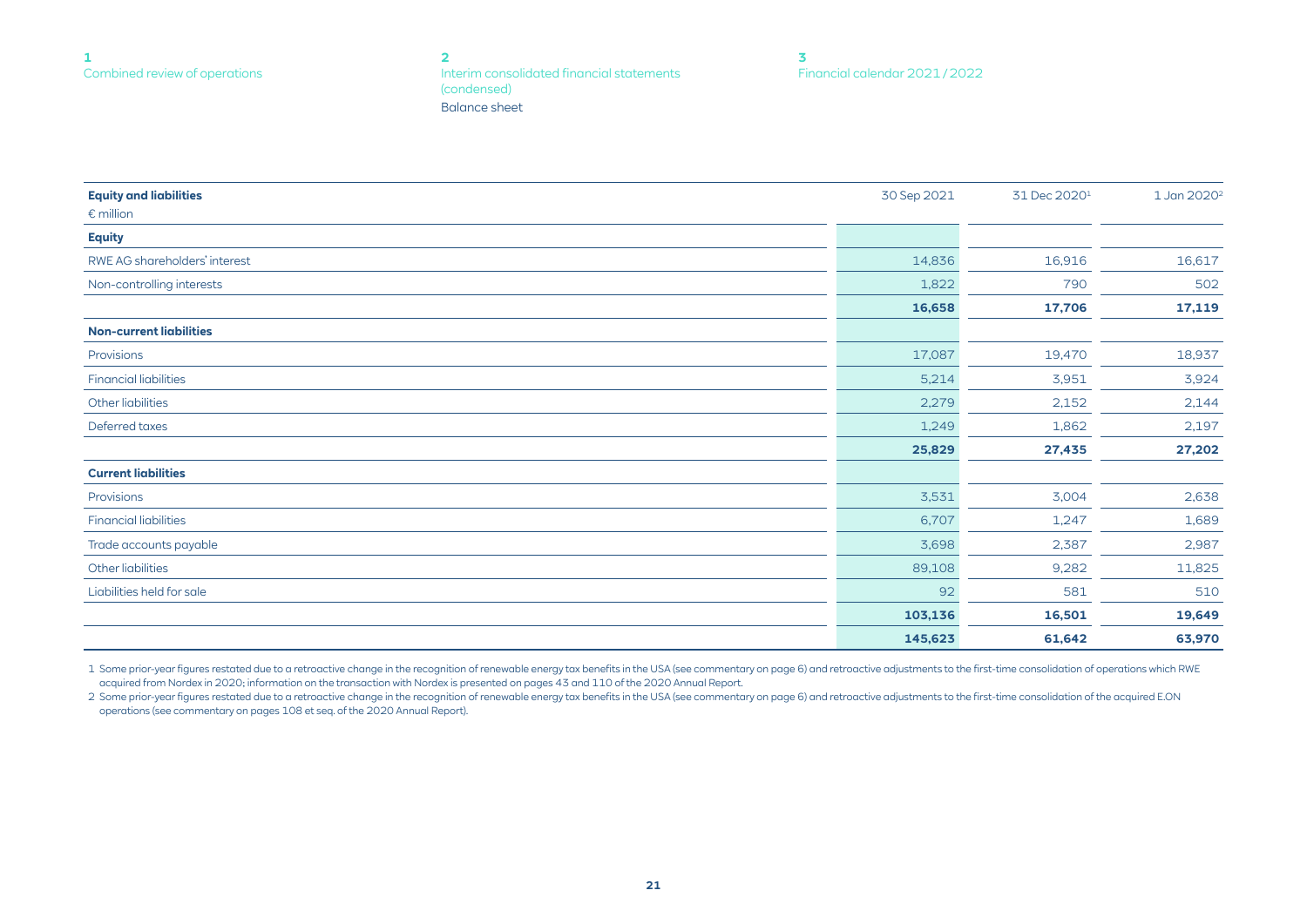| Equity and liabilities<br>€ million | 30 Sep 2021 | 31 Dec 2020[1] | 1 Jan 2020[2] |
|---|---|---|---|
| **Equity** | | | |
| RWE AG shareholders' interest | 14,836 | 16,916 | 16,617 |
| Non-controlling interests | 1,822 | 790 | 502 |
| | **16,658** | **17,706** | **17,119** |
| **Non-current liabilities** | | | |
| Provisions | 17,087 | 19,470 | 18,937 |
| Financial liabilities | 5,214 | 3,951 | 3,924 |
| Other liabilities | 2,279 | 2,152 | 2,144 |
| Deferred taxes | 1,249 | 1,862 | 2,197 |
| | **25,829** | **27,435** | **27,202** |
| **Current liabilities** | | | |
| Provisions | 3,531 | 3,004 | 2,638 |
| Financial liabilities | 6,707 | 1,247 | 1,689 |
| Trade accounts payable | 3,698 | 2,387 | 2,987 |
| Other liabilities | 89,108 | 9,282 | 11,825 |
| Liabilities held for sale | 92 | 581 | 510 |
| | **103,136** | **16,501** | **19,649** |
| | **145,623** | **61,642** | **63,970** |

1 Some prior-year figures restated due to a retroactive change in the recognition of renewable energy tax benefits in the USA (see commentary on page 6) and retroactive adjustments to the first-time consolidation of operations which RWE acquired from Nordex in 2020; information on the transaction with Nordex is presented on pages 43 and 110 of the 2020 Annual Report.

2 Some prior-year figures restated due to a retroactive change in the recognition of renewable energy tax benefits in the USA (see commentary on page 6) and retroactive adjustments to the first-time consolidation of the acquired E.ON operations (see commentary on pages 108 et seq. of the 2020 Annual Report).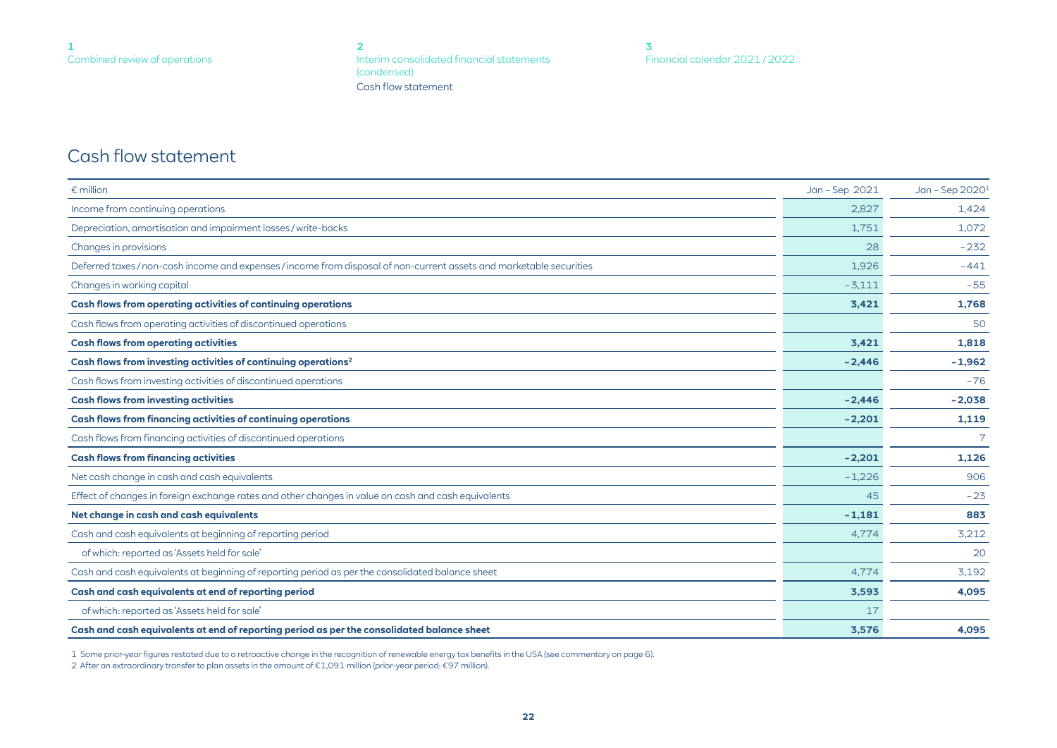# Cash flow statement

| € million | Jan – Sep 2021 | Jan – Sep 2020[1] |
|---|---|---|
| Income from continuing operations | 2,827 | 1,424 |
| Depreciation, amortisation and impairment losses / write-backs | 1,751 | 1,072 |
| Changes in provisions | 28 | –232 |
| Deferred taxes / non-cash income and expenses / income from disposal of non-current assets and marketable securities | 1,926 | –441 |
| Changes in working capital | –3,111 | –55 |
| **Cash flows from operating activities of continuing operations** | **3,421** | **1,768** |
| Cash flows from operating activities of discontinued operations | | 50 |
| **Cash flows from operating activities** | **3,421** | **1,818** |
| **Cash flows from investing activities of continuing operations[2]** | **–2,446** | **–1,962** |
| Cash flows from investing activities of discontinued operations | | –76 |
| **Cash flows from investing activities** | **–2,446** | **–2,038** |
| **Cash flows from financing activities of continuing operations** | **–2,201** | **1,119** |
| Cash flows from financing activities of discontinued operations | | 7 |
| **Cash flows from financing activities** | **–2,201** | **1,126** |
| Net cash change in cash and cash equivalents | –1,226 | 906 |
| Effect of changes in foreign exchange rates and other changes in value on cash and cash equivalents | 45 | –23 |
| **Net change in cash and cash equivalents** | **–1,181** | **883** |
| Cash and cash equivalents at beginning of reporting period | 4,774 | 3,212 |
| of which: reported as 'Assets held for sale' | | 20 |
| Cash and cash equivalents at beginning of reporting period as per the consolidated balance sheet | 4,774 | 3,192 |
| **Cash and cash equivalents at end of reporting period** | **3,593** | **4,095** |
| of which: reported as 'Assets held for sale' | 17 | |
| **Cash and cash equivalents at end of reporting period as per the consolidated balance sheet** | **3,576** | **4,095** |

1 Some prior-year figures restated due to a retroactive change in the recognition of renewable energy tax benefits in the USA (see commentary on page 6).

2 After an extraordinary transfer to plan assets in the amount of €1,091 million (prior-year period: €97 million).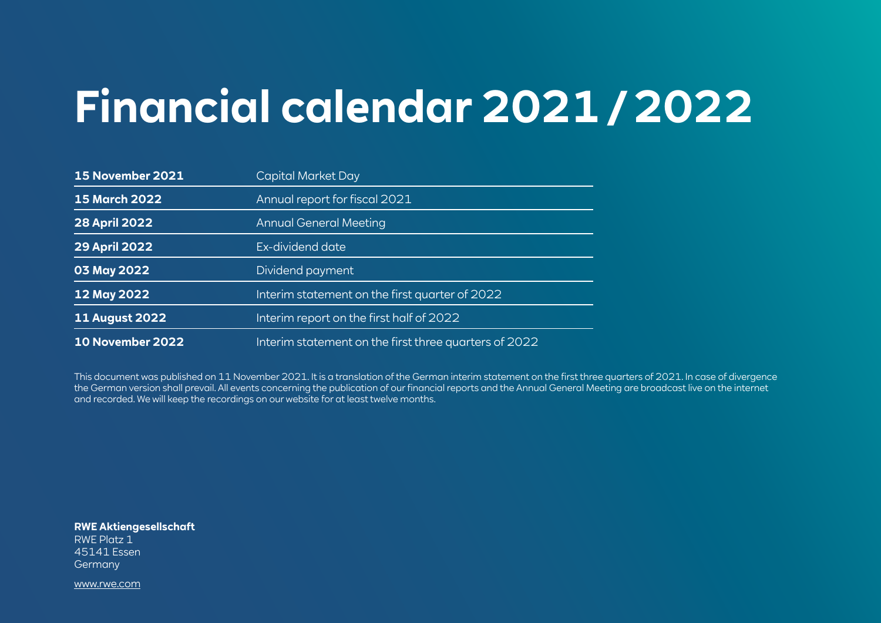# Financial calendar 2021 / 2022

| | |
|---|---|
| **15 November 2021** | Capital Market Day |
| **15 March 2022** | Annual report for fiscal 2021 |
| **28 April 2022** | Annual General Meeting |
| **29 April 2022** | Ex-dividend date |
| **03 May 2022** | Dividend payment |
| **12 May 2022** | Interim statement on the first quarter of 2022 |
| **11 August 2022** | Interim report on the first half of 2022 |
| **10 November 2022** | Interim statement on the first three quarters of 2022 |

This document was published on 11 November 2021. It is a translation of the German interim statement on the first three quarters of 2021. In case of divergence the German version shall prevail. All events concerning the publication of our financial reports and the Annual General Meeting are broadcast live on the internet and recorded. We will keep the recordings on our website for at least twelve months.

**RWE Aktiengesellschaft**
RWE Platz 1
45141 Essen
Germany

www.rwe.com